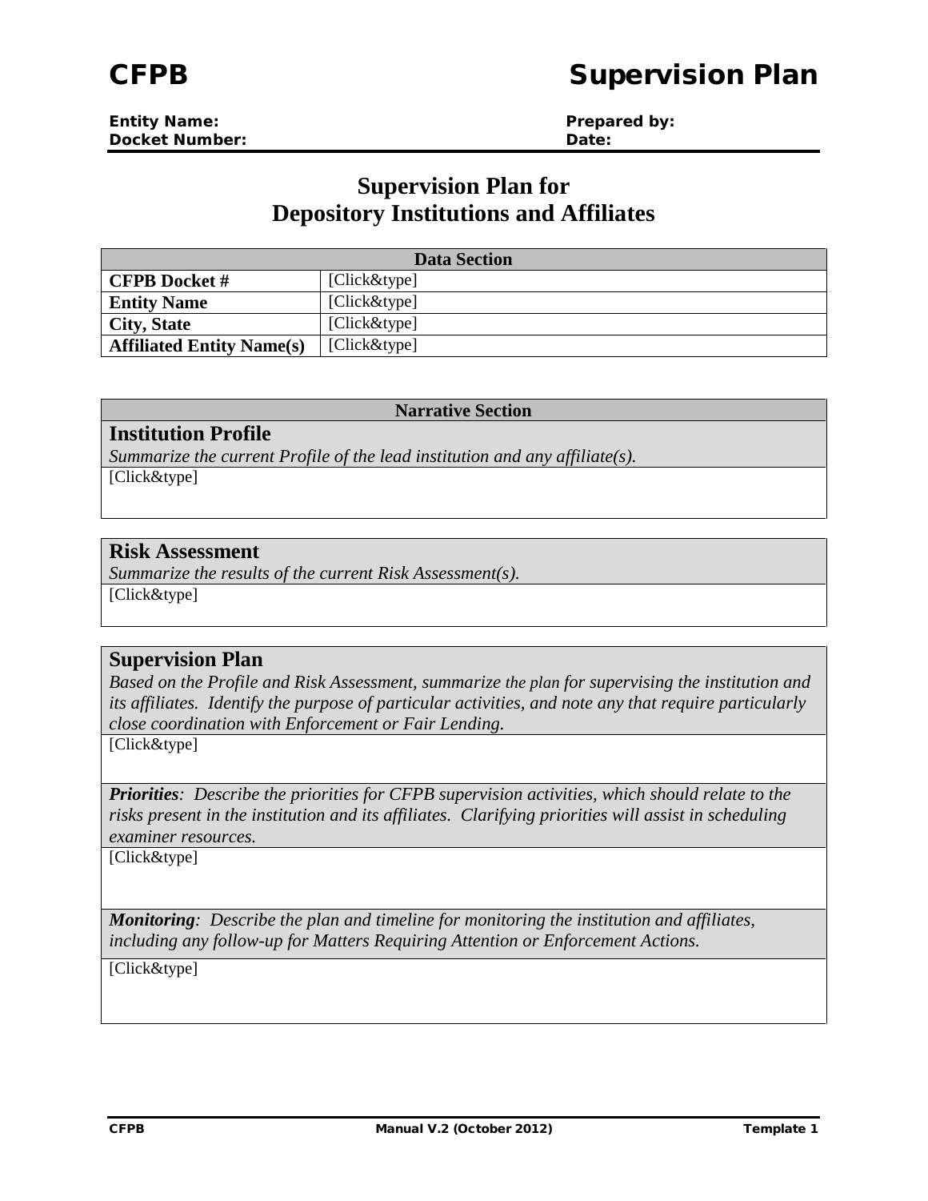# CFPB Supervision Plan

**Entity Name:**
**Docket Number:**

**Prepared by:**
**Date:**

## Supervision Plan for Depository Institutions and Affiliates

| Data Section | |
|---|---|
| **CFPB Docket #** | [Click&type] |
| **Entity Name** | [Click&type] |
| **City, State** | [Click&type] |
| **Affiliated Entity Name(s)** | [Click&type] |

**Narrative Section**

### Institution Profile

*Summarize the current Profile of the lead institution and any affiliate(s).*

[Click&type]

### Risk Assessment

*Summarize the results of the current Risk Assessment(s).*

[Click&type]

### Supervision Plan

*Based on the Profile and Risk Assessment, summarize the plan for supervising the institution and its affiliates. Identify the purpose of particular activities, and note any that require particularly close coordination with Enforcement or Fair Lending.*

[Click&type]

***Priorities**: Describe the priorities for CFPB supervision activities, which should relate to the risks present in the institution and its affiliates. Clarifying priorities will assist in scheduling examiner resources.*

[Click&type]

***Monitoring**: Describe the plan and timeline for monitoring the institution and affiliates, including any follow-up for Matters Requiring Attention or Enforcement Actions.*

[Click&type]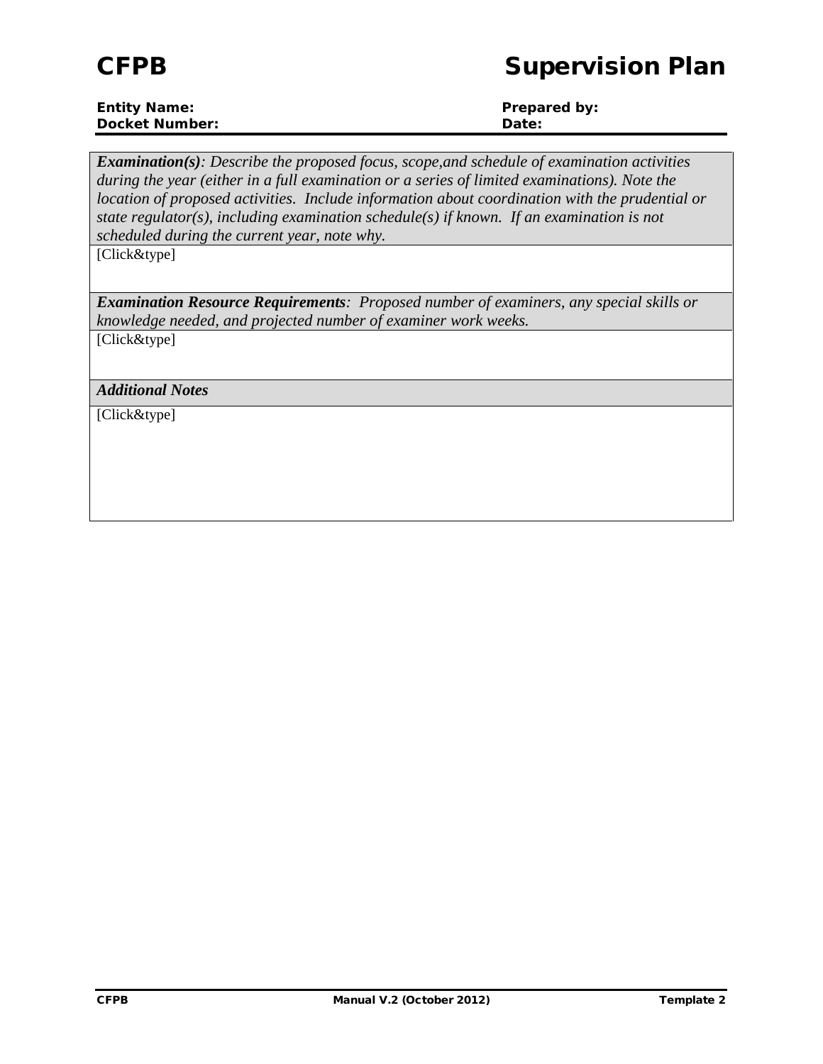# CFPB Supervision Plan

**Entity Name:**
**Docket Number:**

**Prepared by:**
**Date:**

***Examination(s)****: Describe the proposed focus, scope,and schedule of examination activities during the year (either in a full examination or a series of limited examinations). Note the location of proposed activities. Include information about coordination with the prudential or state regulator(s), including examination schedule(s) if known. If an examination is not scheduled during the current year, note why.*

[Click&type]

***Examination Resource Requirements****: Proposed number of examiners, any special skills or knowledge needed, and projected number of examiner work weeks.*

[Click&type]

***Additional Notes***

[Click&type]